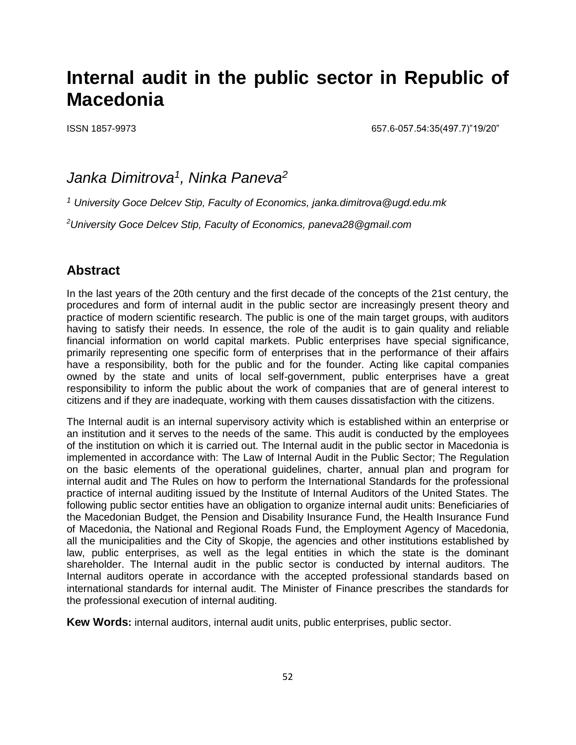# Internal audit in the public sector in Republic of Macedonia

ISSN 1857-9973 657.6-057.54:35(497.7)"19/20"

*Janka Dimitrova[1], Ninka Paneva[2]*

*[1] University Goce Delcev Stip, Faculty of Economics, janka.dimitrova@ugd.edu.mk*

*[2]University Goce Delcev Stip, Faculty of Economics, paneva28@gmail.com*

## Abstract

In the last years of the 20th century and the first decade of the concepts of the 21st century, the procedures and form of internal audit in the public sector are increasingly present theory and practice of modern scientific research. The public is one of the main target groups, with auditors having to satisfy their needs. In essence, the role of the audit is to gain quality and reliable financial information on world capital markets. Public enterprises have special significance, primarily representing one specific form of enterprises that in the performance of their affairs have a responsibility, both for the public and for the founder. Acting like capital companies owned by the state and units of local self-government, public enterprises have a great responsibility to inform the public about the work of companies that are of general interest to citizens and if they are inadequate, working with them causes dissatisfaction with the citizens.

The Internal audit is an internal supervisory activity which is established within an enterprise or an institution and it serves to the needs of the same. This audit is conducted by the employees of the institution on which it is carried out. The Internal audit in the public sector in Macedonia is implemented in accordance with: The Law of Internal Audit in the Public Sector; The Regulation on the basic elements of the operational guidelines, charter, annual plan and program for internal audit and The Rules on how to perform the International Standards for the professional practice of internal auditing issued by the Institute of Internal Auditors of the United States. The following public sector entities have an obligation to organize internal audit units: Beneficiaries of the Macedonian Budget, the Pension and Disability Insurance Fund, the Health Insurance Fund of Macedonia, the National and Regional Roads Fund, the Employment Agency of Macedonia, all the municipalities and the City of Skopje, the agencies and other institutions established by law, public enterprises, as well as the legal entities in which the state is the dominant shareholder. The Internal audit in the public sector is conducted by internal auditors. The Internal auditors operate in accordance with the accepted professional standards based on international standards for internal audit. The Minister of Finance prescribes the standards for the professional execution of internal auditing.

**Kew Words:** internal auditors, internal audit units, public enterprises, public sector.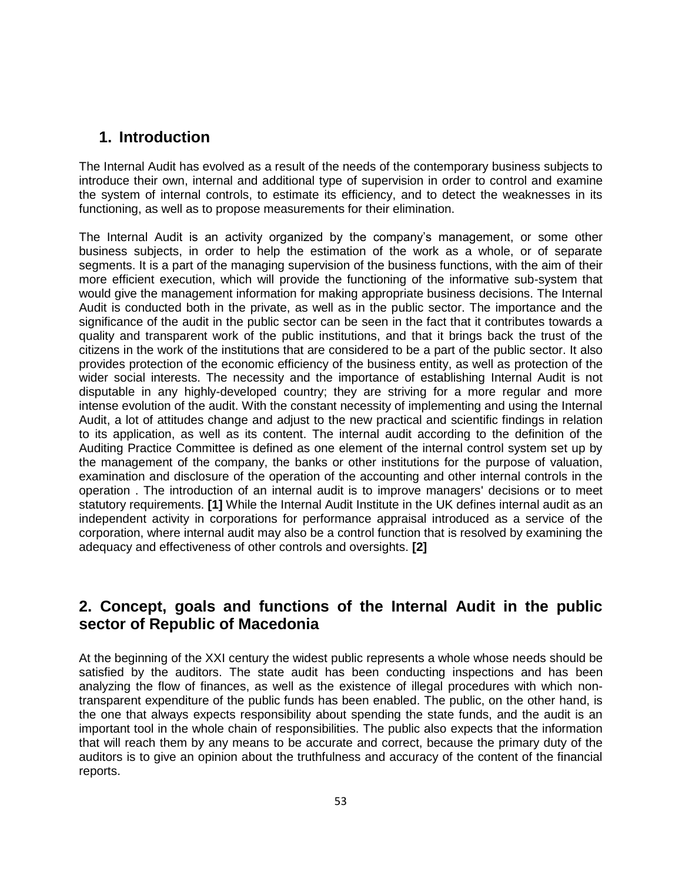## 1. Introduction

The Internal Audit has evolved as a result of the needs of the contemporary business subjects to introduce their own, internal and additional type of supervision in order to control and examine the system of internal controls, to estimate its efficiency, and to detect the weaknesses in its functioning, as well as to propose measurements for their elimination.

The Internal Audit is an activity organized by the company's management, or some other business subjects, in order to help the estimation of the work as a whole, or of separate segments. It is a part of the managing supervision of the business functions, with the aim of their more efficient execution, which will provide the functioning of the informative sub-system that would give the management information for making appropriate business decisions. The Internal Audit is conducted both in the private, as well as in the public sector. The importance and the significance of the audit in the public sector can be seen in the fact that it contributes towards a quality and transparent work of the public institutions, and that it brings back the trust of the citizens in the work of the institutions that are considered to be a part of the public sector. It also provides protection of the economic efficiency of the business entity, as well as protection of the wider social interests. The necessity and the importance of establishing Internal Audit is not disputable in any highly-developed country; they are striving for a more regular and more intense evolution of the audit. With the constant necessity of implementing and using the Internal Audit, a lot of attitudes change and adjust to the new practical and scientific findings in relation to its application, as well as its content. The internal audit according to the definition of the Auditing Practice Committee is defined as one element of the internal control system set up by the management of the company, the banks or other institutions for the purpose of valuation, examination and disclosure of the operation of the accounting and other internal controls in the operation . The introduction of an internal audit is to improve managers' decisions or to meet statutory requirements. **[1]** While the Internal Audit Institute in the UK defines internal audit as an independent activity in corporations for performance appraisal introduced as a service of the corporation, where internal audit may also be a control function that is resolved by examining the adequacy and effectiveness of other controls and oversights. **[2]**

## 2. Concept, goals and functions of the Internal Audit in the public sector of Republic of Macedonia

At the beginning of the XXI century the widest public represents a whole whose needs should be satisfied by the auditors. The state audit has been conducting inspections and has been analyzing the flow of finances, as well as the existence of illegal procedures with which non-transparent expenditure of the public funds has been enabled. The public, on the other hand, is the one that always expects responsibility about spending the state funds, and the audit is an important tool in the whole chain of responsibilities. The public also expects that the information that will reach them by any means to be accurate and correct, because the primary duty of the auditors is to give an opinion about the truthfulness and accuracy of the content of the financial reports.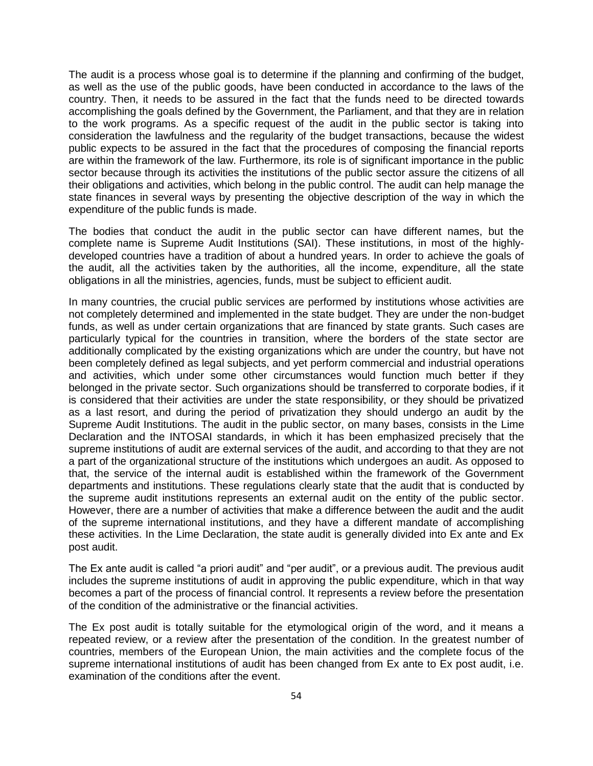The audit is a process whose goal is to determine if the planning and confirming of the budget, as well as the use of the public goods, have been conducted in accordance to the laws of the country. Then, it needs to be assured in the fact that the funds need to be directed towards accomplishing the goals defined by the Government, the Parliament, and that they are in relation to the work programs. As a specific request of the audit in the public sector is taking into consideration the lawfulness and the regularity of the budget transactions, because the widest public expects to be assured in the fact that the procedures of composing the financial reports are within the framework of the law. Furthermore, its role is of significant importance in the public sector because through its activities the institutions of the public sector assure the citizens of all their obligations and activities, which belong in the public control. The audit can help manage the state finances in several ways by presenting the objective description of the way in which the expenditure of the public funds is made.

The bodies that conduct the audit in the public sector can have different names, but the complete name is Supreme Audit Institutions (SAI). These institutions, in most of the highly-developed countries have a tradition of about a hundred years. In order to achieve the goals of the audit, all the activities taken by the authorities, all the income, expenditure, all the state obligations in all the ministries, agencies, funds, must be subject to efficient audit.

In many countries, the crucial public services are performed by institutions whose activities are not completely determined and implemented in the state budget. They are under the non-budget funds, as well as under certain organizations that are financed by state grants. Such cases are particularly typical for the countries in transition, where the borders of the state sector are additionally complicated by the existing organizations which are under the country, but have not been completely defined as legal subjects, and yet perform commercial and industrial operations and activities, which under some other circumstances would function much better if they belonged in the private sector. Such organizations should be transferred to corporate bodies, if it is considered that their activities are under the state responsibility, or they should be privatized as a last resort, and during the period of privatization they should undergo an audit by the Supreme Audit Institutions. The audit in the public sector, on many bases, consists in the Lime Declaration and the INTOSAI standards, in which it has been emphasized precisely that the supreme institutions of audit are external services of the audit, and according to that they are not a part of the organizational structure of the institutions which undergoes an audit. As opposed to that, the service of the internal audit is established within the framework of the Government departments and institutions. These regulations clearly state that the audit that is conducted by the supreme audit institutions represents an external audit on the entity of the public sector. However, there are a number of activities that make a difference between the audit and the audit of the supreme international institutions, and they have a different mandate of accomplishing these activities. In the Lime Declaration, the state audit is generally divided into Ex ante and Ex post audit.

The Ex ante audit is called "a priori audit" and "per audit", or a previous audit. The previous audit includes the supreme institutions of audit in approving the public expenditure, which in that way becomes a part of the process of financial control. It represents a review before the presentation of the condition of the administrative or the financial activities.

The Ex post audit is totally suitable for the etymological origin of the word, and it means a repeated review, or a review after the presentation of the condition. In the greatest number of countries, members of the European Union, the main activities and the complete focus of the supreme international institutions of audit has been changed from Ex ante to Ex post audit, i.e. examination of the conditions after the event.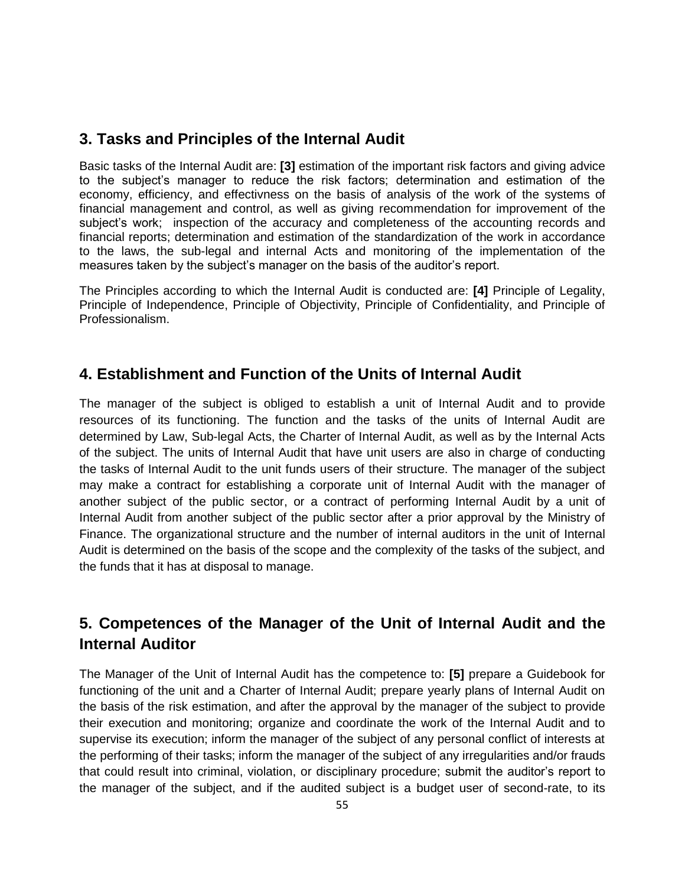## 3. Tasks and Principles of the Internal Audit

Basic tasks of the Internal Audit are: **[3]** estimation of the important risk factors and giving advice to the subject's manager to reduce the risk factors; determination and estimation of the economy, efficiency, and effectivness on the basis of analysis of the work of the systems of financial management and control, as well as giving recommendation for improvement of the subject's work; inspection of the accuracy and completeness of the accounting records and financial reports; determination and estimation of the standardization of the work in accordance to the laws, the sub-legal and internal Acts and monitoring of the implementation of the measures taken by the subject's manager on the basis of the auditor's report.

The Principles according to which the Internal Audit is conducted are: **[4]** Principle of Legality, Principle of Independence, Principle of Objectivity, Principle of Confidentiality, and Principle of Professionalism.

## 4. Establishment and Function of the Units of Internal Audit

The manager of the subject is obliged to establish a unit of Internal Audit and to provide resources of its functioning. The function and the tasks of the units of Internal Audit are determined by Law, Sub-legal Acts, the Charter of Internal Audit, as well as by the Internal Acts of the subject. The units of Internal Audit that have unit users are also in charge of conducting the tasks of Internal Audit to the unit funds users of their structure. The manager of the subject may make a contract for establishing a corporate unit of Internal Audit with the manager of another subject of the public sector, or a contract of performing Internal Audit by a unit of Internal Audit from another subject of the public sector after a prior approval by the Ministry of Finance. The organizational structure and the number of internal auditors in the unit of Internal Audit is determined on the basis of the scope and the complexity of the tasks of the subject, and the funds that it has at disposal to manage.

## 5. Competences of the Manager of the Unit of Internal Audit and the Internal Auditor

The Manager of the Unit of Internal Audit has the competence to: **[5]** prepare a Guidebook for functioning of the unit and a Charter of Internal Audit; prepare yearly plans of Internal Audit on the basis of the risk estimation, and after the approval by the manager of the subject to provide their execution and monitoring; organize and coordinate the work of the Internal Audit and to supervise its execution; inform the manager of the subject of any personal conflict of interests at the performing of their tasks; inform the manager of the subject of any irregularities and/or frauds that could result into criminal, violation, or disciplinary procedure; submit the auditor's report to the manager of the subject, and if the audited subject is a budget user of second-rate, to its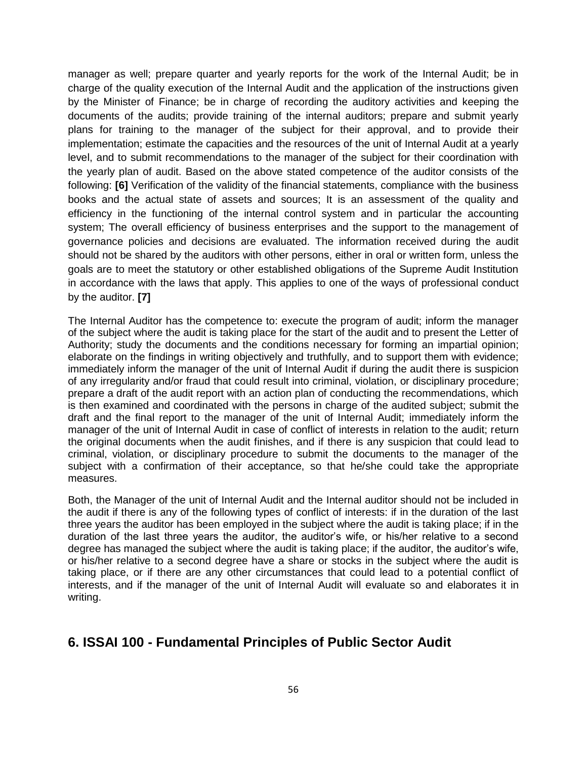manager as well; prepare quarter and yearly reports for the work of the Internal Audit; be in charge of the quality execution of the Internal Audit and the application of the instructions given by the Minister of Finance; be in charge of recording the auditory activities and keeping the documents of the audits; provide training of the internal auditors; prepare and submit yearly plans for training to the manager of the subject for their approval, and to provide their implementation; estimate the capacities and the resources of the unit of Internal Audit at a yearly level, and to submit recommendations to the manager of the subject for their coordination with the yearly plan of audit. Based on the above stated competence of the auditor consists of the following: **[6]** Verification of the validity of the financial statements, compliance with the business books and the actual state of assets and sources; It is an assessment of the quality and efficiency in the functioning of the internal control system and in particular the accounting system; The overall efficiency of business enterprises and the support to the management of governance policies and decisions are evaluated. The information received during the audit should not be shared by the auditors with other persons, either in oral or written form, unless the goals are to meet the statutory or other established obligations of the Supreme Audit Institution in accordance with the laws that apply. This applies to one of the ways of professional conduct by the auditor. **[7]**

The Internal Auditor has the competence to: execute the program of audit; inform the manager of the subject where the audit is taking place for the start of the audit and to present the Letter of Authority; study the documents and the conditions necessary for forming an impartial opinion; elaborate on the findings in writing objectively and truthfully, and to support them with evidence; immediately inform the manager of the unit of Internal Audit if during the audit there is suspicion of any irregularity and/or fraud that could result into criminal, violation, or disciplinary procedure; prepare a draft of the audit report with an action plan of conducting the recommendations, which is then examined and coordinated with the persons in charge of the audited subject; submit the draft and the final report to the manager of the unit of Internal Audit; immediately inform the manager of the unit of Internal Audit in case of conflict of interests in relation to the audit; return the original documents when the audit finishes, and if there is any suspicion that could lead to criminal, violation, or disciplinary procedure to submit the documents to the manager of the subject with a confirmation of their acceptance, so that he/she could take the appropriate measures.

Both, the Manager of the unit of Internal Audit and the Internal auditor should not be included in the audit if there is any of the following types of conflict of interests: if in the duration of the last three years the auditor has been employed in the subject where the audit is taking place; if in the duration of the last three years the auditor, the auditor's wife, or his/her relative to a second degree has managed the subject where the audit is taking place; if the auditor, the auditor's wife, or his/her relative to a second degree have a share or stocks in the subject where the audit is taking place, or if there are any other circumstances that could lead to a potential conflict of interests, and if the manager of the unit of Internal Audit will evaluate so and elaborates it in writing.

## 6. ISSAI 100 - Fundamental Principles of Public Sector Audit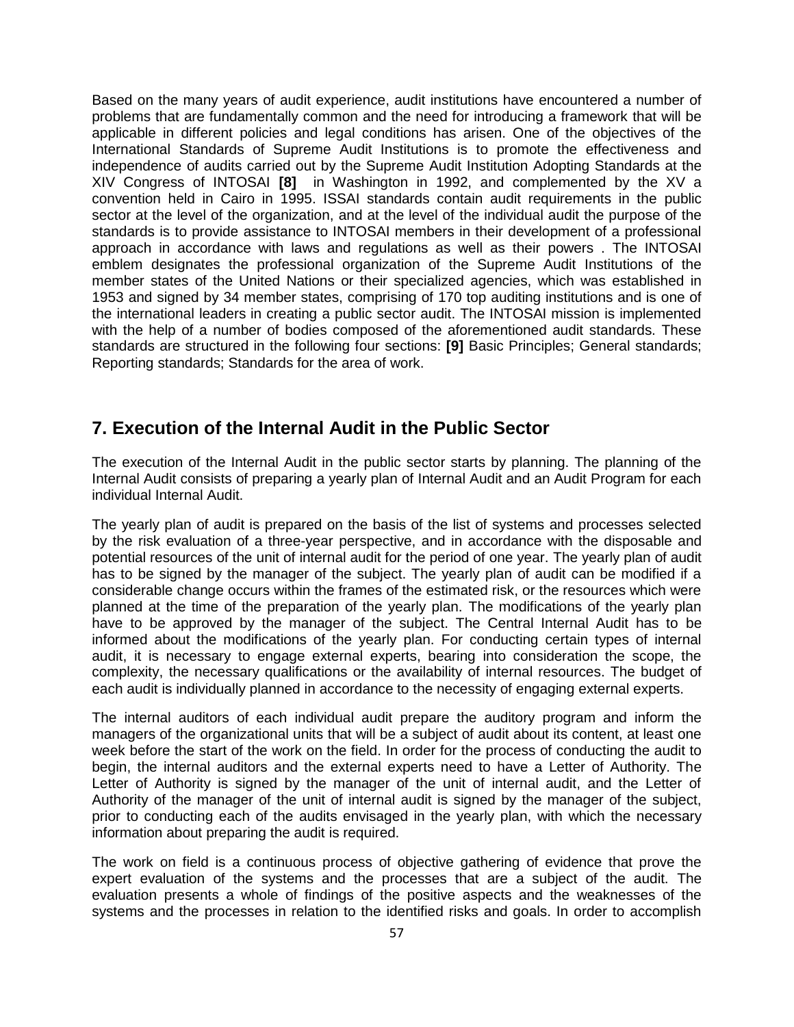Based on the many years of audit experience, audit institutions have encountered a number of problems that are fundamentally common and the need for introducing a framework that will be applicable in different policies and legal conditions has arisen. One of the objectives of the International Standards of Supreme Audit Institutions is to promote the effectiveness and independence of audits carried out by the Supreme Audit Institution Adopting Standards at the XIV Congress of INTOSAI **[8]** in Washington in 1992, and complemented by the XV a convention held in Cairo in 1995. ISSAI standards contain audit requirements in the public sector at the level of the organization, and at the level of the individual audit the purpose of the standards is to provide assistance to INTOSAI members in their development of a professional approach in accordance with laws and regulations as well as their powers . The INTOSAI emblem designates the professional organization of the Supreme Audit Institutions of the member states of the United Nations or their specialized agencies, which was established in 1953 and signed by 34 member states, comprising of 170 top auditing institutions and is one of the international leaders in creating a public sector audit. The INTOSAI mission is implemented with the help of a number of bodies composed of the aforementioned audit standards. These standards are structured in the following four sections: **[9]** Basic Principles; General standards; Reporting standards; Standards for the area of work.

## 7. Execution of the Internal Audit in the Public Sector

The execution of the Internal Audit in the public sector starts by planning. The planning of the Internal Audit consists of preparing a yearly plan of Internal Audit and an Audit Program for each individual Internal Audit.

The yearly plan of audit is prepared on the basis of the list of systems and processes selected by the risk evaluation of a three-year perspective, and in accordance with the disposable and potential resources of the unit of internal audit for the period of one year. The yearly plan of audit has to be signed by the manager of the subject. The yearly plan of audit can be modified if a considerable change occurs within the frames of the estimated risk, or the resources which were planned at the time of the preparation of the yearly plan. The modifications of the yearly plan have to be approved by the manager of the subject. The Central Internal Audit has to be informed about the modifications of the yearly plan. For conducting certain types of internal audit, it is necessary to engage external experts, bearing into consideration the scope, the complexity, the necessary qualifications or the availability of internal resources. The budget of each audit is individually planned in accordance to the necessity of engaging external experts.

The internal auditors of each individual audit prepare the auditory program and inform the managers of the organizational units that will be a subject of audit about its content, at least one week before the start of the work on the field. In order for the process of conducting the audit to begin, the internal auditors and the external experts need to have a Letter of Authority. The Letter of Authority is signed by the manager of the unit of internal audit, and the Letter of Authority of the manager of the unit of internal audit is signed by the manager of the subject, prior to conducting each of the audits envisaged in the yearly plan, with which the necessary information about preparing the audit is required.

The work on field is a continuous process of objective gathering of evidence that prove the expert evaluation of the systems and the processes that are a subject of the audit. The evaluation presents a whole of findings of the positive aspects and the weaknesses of the systems and the processes in relation to the identified risks and goals. In order to accomplish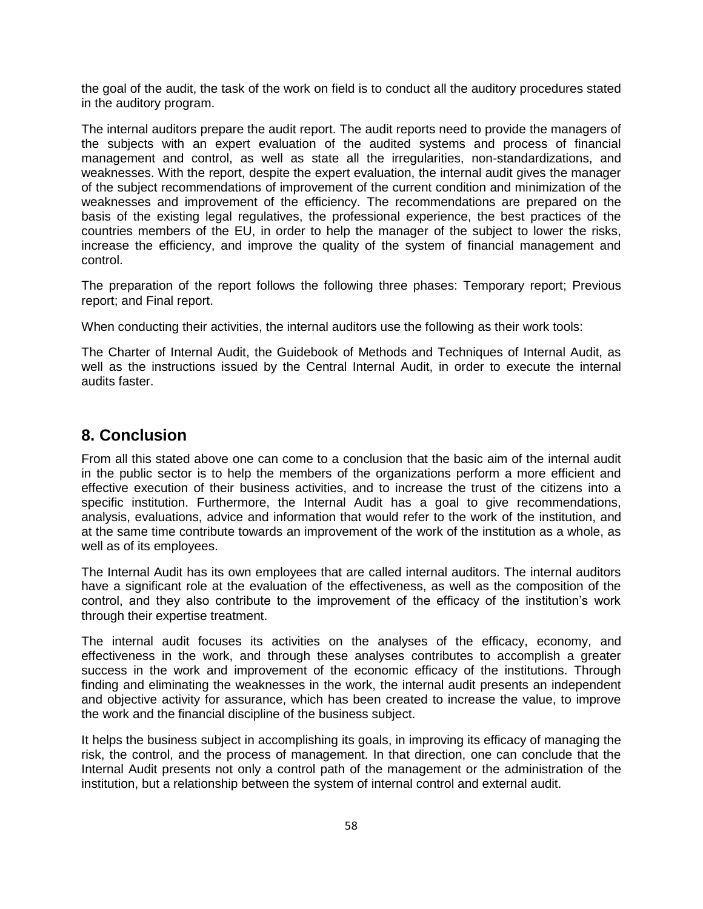the goal of the audit, the task of the work on field is to conduct all the auditory procedures stated in the auditory program.

The internal auditors prepare the audit report. The audit reports need to provide the managers of the subjects with an expert evaluation of the audited systems and process of financial management and control, as well as state all the irregularities, non-standardizations, and weaknesses. With the report, despite the expert evaluation, the internal audit gives the manager of the subject recommendations of improvement of the current condition and minimization of the weaknesses and improvement of the efficiency. The recommendations are prepared on the basis of the existing legal regulatives, the professional experience, the best practices of the countries members of the EU, in order to help the manager of the subject to lower the risks, increase the efficiency, and improve the quality of the system of financial management and control.

The preparation of the report follows the following three phases: Temporary report; Previous report; and Final report.

When conducting their activities, the internal auditors use the following as their work tools:

The Charter of Internal Audit, the Guidebook of Methods and Techniques of Internal Audit, as well as the instructions issued by the Central Internal Audit, in order to execute the internal audits faster.

## 8. Conclusion

From all this stated above one can come to a conclusion that the basic aim of the internal audit in the public sector is to help the members of the organizations perform a more efficient and effective execution of their business activities, and to increase the trust of the citizens into a specific institution. Furthermore, the Internal Audit has a goal to give recommendations, analysis, evaluations, advice and information that would refer to the work of the institution, and at the same time contribute towards an improvement of the work of the institution as a whole, as well as of its employees.

The Internal Audit has its own employees that are called internal auditors. The internal auditors have a significant role at the evaluation of the effectiveness, as well as the composition of the control, and they also contribute to the improvement of the efficacy of the institution's work through their expertise treatment.

The internal audit focuses its activities on the analyses of the efficacy, economy, and effectiveness in the work, and through these analyses contributes to accomplish a greater success in the work and improvement of the economic efficacy of the institutions. Through finding and eliminating the weaknesses in the work, the internal audit presents an independent and objective activity for assurance, which has been created to increase the value, to improve the work and the financial discipline of the business subject.

It helps the business subject in accomplishing its goals, in improving its efficacy of managing the risk, the control, and the process of management. In that direction, one can conclude that the Internal Audit presents not only a control path of the management or the administration of the institution, but a relationship between the system of internal control and external audit.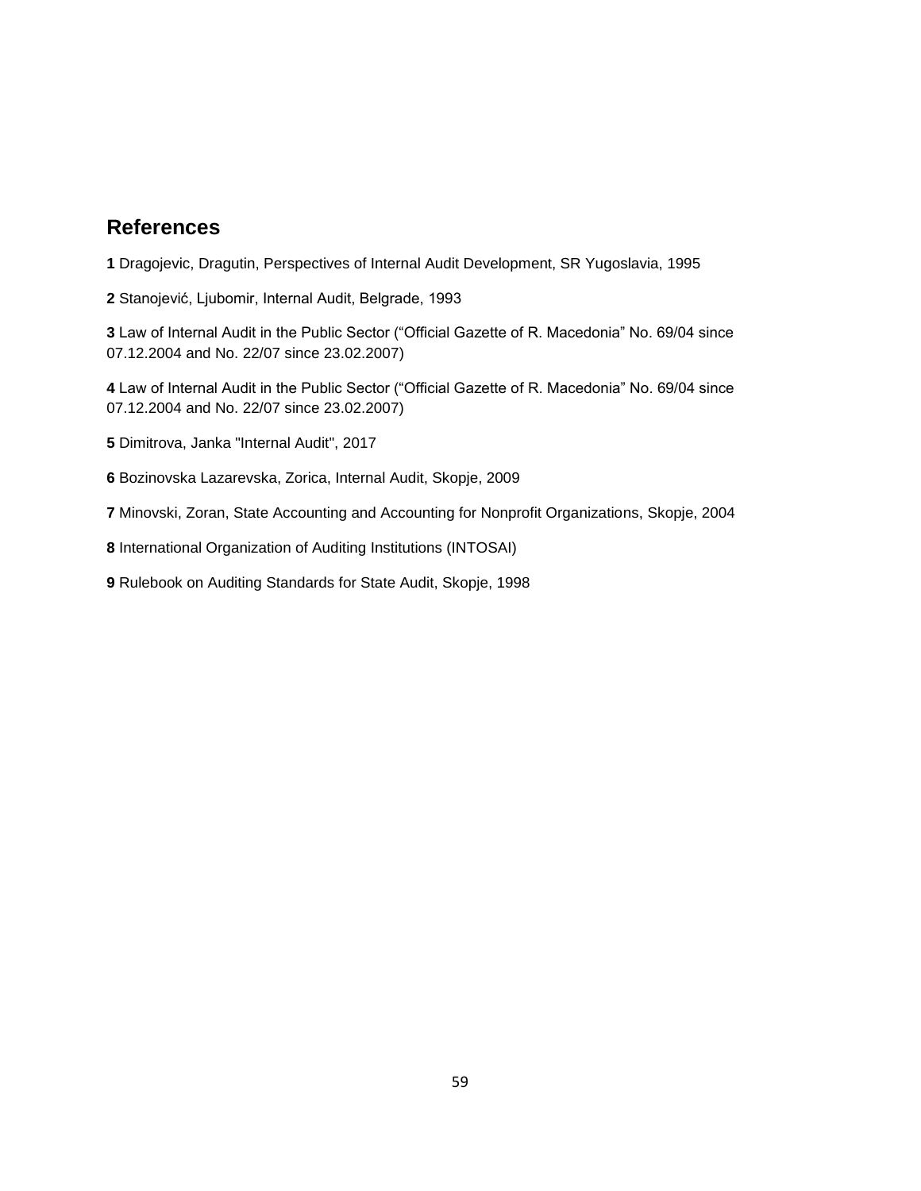## References

**1** Dragojevic, Dragutin, Perspectives of Internal Audit Development, SR Yugoslavia, 1995

**2** Stanojević, Ljubomir, Internal Audit, Belgrade, 1993

**3** Law of Internal Audit in the Public Sector ("Official Gazette of R. Macedonia" No. 69/04 since 07.12.2004 and No. 22/07 since 23.02.2007)

**4** Law of Internal Audit in the Public Sector ("Official Gazette of R. Macedonia" No. 69/04 since 07.12.2004 and No. 22/07 since 23.02.2007)

**5** Dimitrova, Janka "Internal Audit", 2017

**6** Bozinovska Lazarevska, Zorica, Internal Audit, Skopje, 2009

**7** Minovski, Zoran, State Accounting and Accounting for Nonprofit Organizations, Skopje, 2004

**8** International Organization of Auditing Institutions (INTOSAI)

**9** Rulebook on Auditing Standards for State Audit, Skopje, 1998